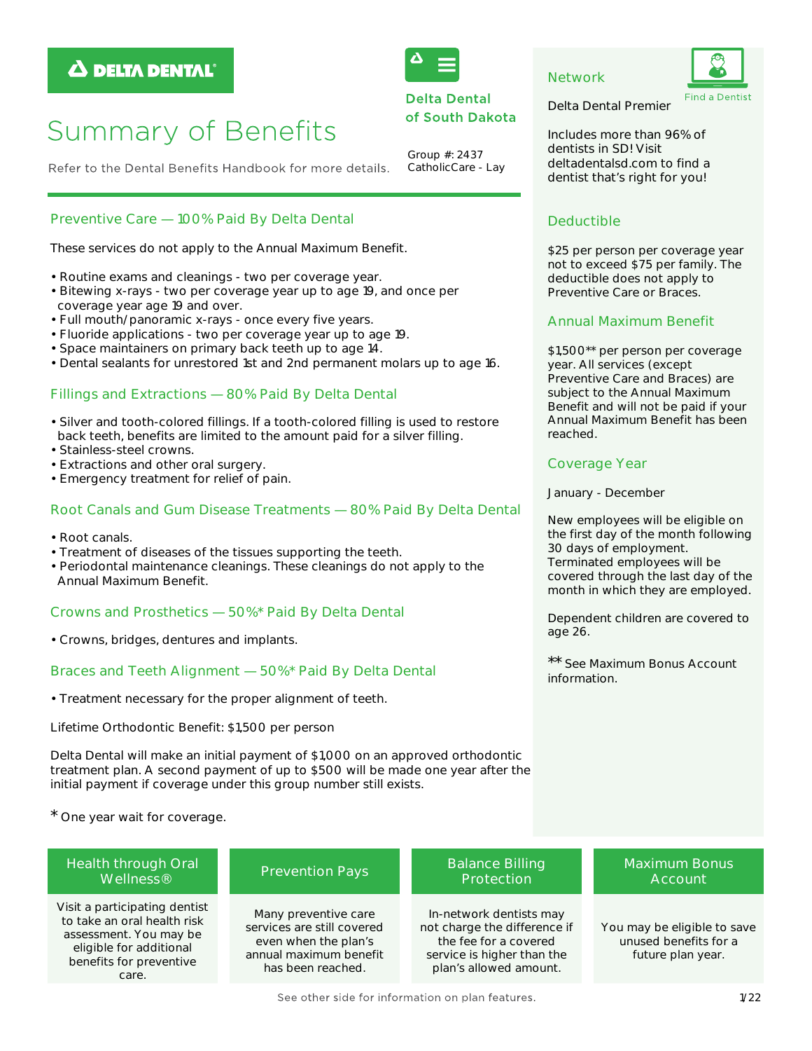DELTA DENTAL

# Summary of Benefits

Refer to the Dental Benefits Handbook for more details.

**Delta Dental of South Dakota**

Group #: 2437
CatholicCare - Lay

## Preventive Care — 100% Paid By Delta Dental

These services do not apply to the Annual Maximum Benefit.

- Routine exams and cleanings - two per coverage year.
- Bitewing x-rays - two per coverage year up to age 19, and once per coverage year age 19 and over.
- Full mouth/panoramic x-rays - once every five years.
- Fluoride applications - two per coverage year up to age 19.
- Space maintainers on primary back teeth up to age 14.
- Dental sealants for unrestored 1st and 2nd permanent molars up to age 16.

## Fillings and Extractions — 80% Paid By Delta Dental

- Silver and tooth-colored fillings. If a tooth-colored filling is used to restore back teeth, benefits are limited to the amount paid for a silver filling.
- Stainless-steel crowns.
- Extractions and other oral surgery.
- Emergency treatment for relief of pain.

## Root Canals and Gum Disease Treatments — 80% Paid By Delta Dental

- Root canals.
- Treatment of diseases of the tissues supporting the teeth.
- Periodontal maintenance cleanings. These cleanings do not apply to the Annual Maximum Benefit.

## Crowns and Prosthetics — 50%* Paid By Delta Dental

- Crowns, bridges, dentures and implants.

## Braces and Teeth Alignment — 50%* Paid By Delta Dental

- Treatment necessary for the proper alignment of teeth.

Lifetime Orthodontic Benefit: $1,500 per person

Delta Dental will make an initial payment of $1,000 on an approved orthodontic treatment plan. A second payment of up to $500 will be made one year after the initial payment if coverage under this group number still exists.

\* One year wait for coverage.

## Network

Find a Dentist

Delta Dental Premier

Includes more than 96% of dentists in SD! Visit deltadentalsd.com to find a dentist that's right for you!

## Deductible

$25 per person per coverage year not to exceed $75 per family. The deductible does not apply to Preventive Care or Braces.

## Annual Maximum Benefit

$1,500** per person per coverage year. All services (except Preventive Care and Braces) are subject to the Annual Maximum Benefit and will not be paid if your Annual Maximum Benefit has been reached.

## Coverage Year

January - December

New employees will be eligible on the first day of the month following 30 days of employment. Terminated employees will be covered through the last day of the month in which they are employed.

Dependent children are covered to age 26.

** See Maximum Bonus Account information.

### Health through Oral Wellness®

Visit a participating dentist to take an oral health risk assessment. You may be eligible for additional benefits for preventive care.

### Prevention Pays

Many preventive care services are still covered even when the plan's annual maximum benefit has been reached.

### Balance Billing Protection

In-network dentists may not charge the difference if the fee for a covered service is higher than the plan's allowed amount.

### Maximum Bonus Account

You may be eligible to save unused benefits for a future plan year.

See other side for information on plan features.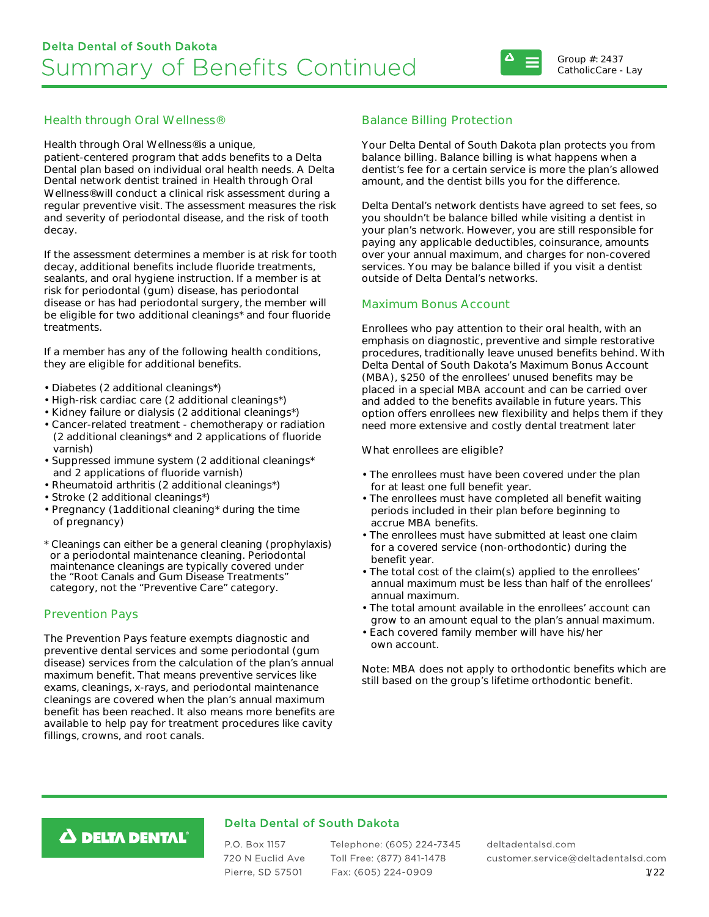## Health through Oral Wellness®

Health through Oral Wellness®is a unique, patient-centered program that adds benefits to a Delta Dental plan based on individual oral health needs. A Delta Dental network dentist trained in Health through Oral Wellness®will conduct a clinical risk assessment during a regular preventive visit. The assessment measures the risk and severity of periodontal disease, and the risk of tooth decay.

If the assessment determines a member is at risk for tooth decay, additional benefits include fluoride treatments, sealants, and oral hygiene instruction. If a member is at risk for periodontal (gum) disease, has periodontal disease or has had periodontal surgery, the member will be eligible for two additional cleanings* and four fluoride treatments.

If a member has any of the following health conditions, they are eligible for additional benefits.

- Diabetes (2 additional cleanings*)
- High-risk cardiac care (2 additional cleanings*)
- Kidney failure or dialysis (2 additional cleanings*)
- Cancer-related treatment - chemotherapy or radiation (2 additional cleanings* and 2 applications of fluoride varnish)
- Suppressed immune system (2 additional cleanings* and 2 applications of fluoride varnish)
- Rheumatoid arthritis (2 additional cleanings*)
- Stroke (2 additional cleanings*)
- Pregnancy (1additional cleaning* during the time of pregnancy)

* Cleanings can either be a general cleaning (prophylaxis) or a periodontal maintenance cleaning. Periodontal maintenance cleanings are typically covered under the "Root Canals and Gum Disease Treatments" category, not the "Preventive Care" category.

## Prevention Pays

The Prevention Pays feature exempts diagnostic and preventive dental services and some periodontal (gum disease) services from the calculation of the plan's annual maximum benefit. That means preventive services like exams, cleanings, x-rays, and periodontal maintenance cleanings are covered when the plan's annual maximum benefit has been reached. It also means more benefits are available to help pay for treatment procedures like cavity fillings, crowns, and root canals.

## Balance Billing Protection

Your Delta Dental of South Dakota plan protects you from balance billing. Balance billing is what happens when a dentist's fee for a certain service is more the plan's allowed amount, and the dentist bills you for the difference.

Delta Dental's network dentists have agreed to set fees, so you shouldn't be balance billed while visiting a dentist in your plan's network. However, you are still responsible for paying any applicable deductibles, coinsurance, amounts over your annual maximum, and charges for non-covered services. You may be balance billed if you visit a dentist outside of Delta Dental's networks.

## Maximum Bonus Account

Enrollees who pay attention to their oral health, with an emphasis on diagnostic, preventive and simple restorative procedures, traditionally leave unused benefits behind. With Delta Dental of South Dakota's Maximum Bonus Account (MBA), $250 of the enrollees' unused benefits may be placed in a special MBA account and can be carried over and added to the benefits available in future years. This option offers enrollees new flexibility and helps them if they need more extensive and costly dental treatment later

What enrollees are eligible?

- The enrollees must have been covered under the plan for at least one full benefit year.
- The enrollees must have completed all benefit waiting periods included in their plan before beginning to accrue MBA benefits.
- The enrollees must have submitted at least one claim for a covered service (non-orthodontic) during the benefit year.
- The total cost of the claim(s) applied to the enrollees' annual maximum must be less than half of the enrollees' annual maximum.
- The total amount available in the enrollees' account can grow to an amount equal to the plan's annual maximum.
- Each covered family member will have his/her own account.

Note: MBA does not apply to orthodontic benefits which are still based on the group's lifetime orthodontic benefit.